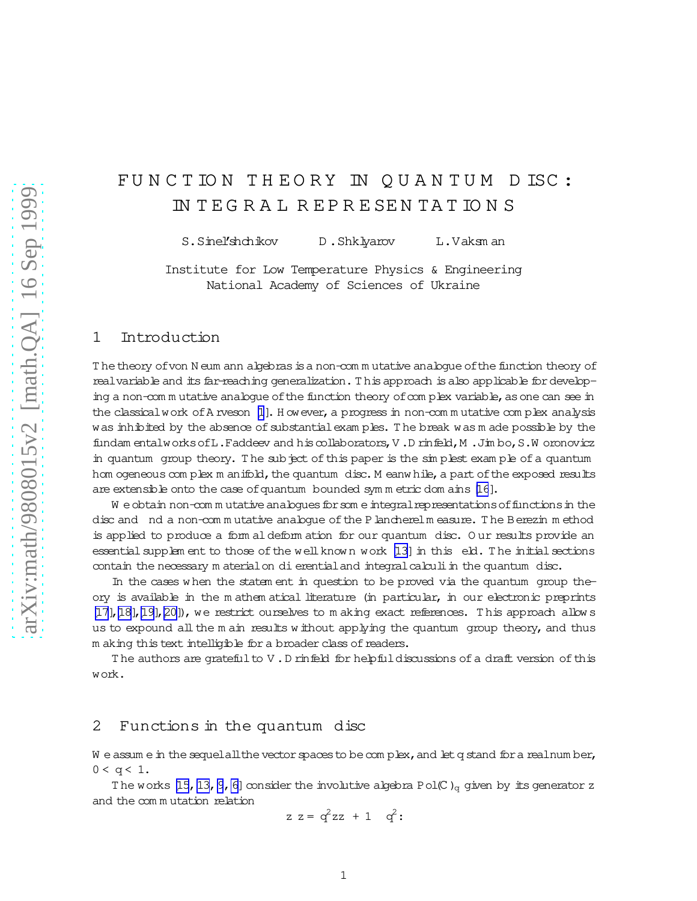# FUNCTION THEORY IN QUANTUM DISC: INTEGRAL REPRESENTATIONS

S. Sinel'shchikov D. Shklyarov L. Vaksman

Institute for Low Temperature Physics & Engineering
National Academy of Sciences of Ukraine

## 1 Introduction

The theory of von Neumann algebras is a non-commutative analogue of the function theory of real variable and its far-reaching generalization. This approach is also applicable for developing a non-commutative analogue of the function theory of complex variable, as one can see in the classical work of Arveson [1]. However, a progress in non-commutative complex analysis was inhibited by the absence of substantial examples. The break was made possible by the fundamental works of L. Faddeev and his collaborators, V. Drinfeld, M. Jimbo, S. Woronovicz in quantum group theory. The subject of this paper is the simplest example of a quantum homogeneous complex manifold, the quantum disc. Meanwhile, a part of the exposed results are extensible onto the case of quantum bounded symmetric domains [16].

We obtain non-commutative analogues for some integral representations of functions in the disc and find a non-commutative analogue of the Plancherel measure. The Berezin method is applied to produce a formal deformation for our quantum disc. Our results provide an essential supplement to those of the well known work [13] in this field. The initial sections contain the necessary material on differential and integral calculi in the quantum disc.

In the cases when the statement in question to be proved via the quantum group theory is available in the mathematical literature (in particular, in our electronic preprints [17],[18],[19],[20]), we restrict ourselves to making exact references. This approach allows us to expound all the main results without applying the quantum group theory, and thus making this text intelligible for a broader class of readers.

The authors are grateful to V. Drinfeld for helpful discussions of a draft version of this work.

## 2 Functions in the quantum disc

We assume in the sequel all the vector spaces to be complex, and let $q$ stand for a real number, $0 < q < 1$.

The works [15, 13, 9, 6] consider the involutive algebra $\mathrm{Pol}(\mathbb{C})_q$ given by its generator $z$ and the commutation relation

$$z^* z = q^2 z z^* + 1 - q^2.$$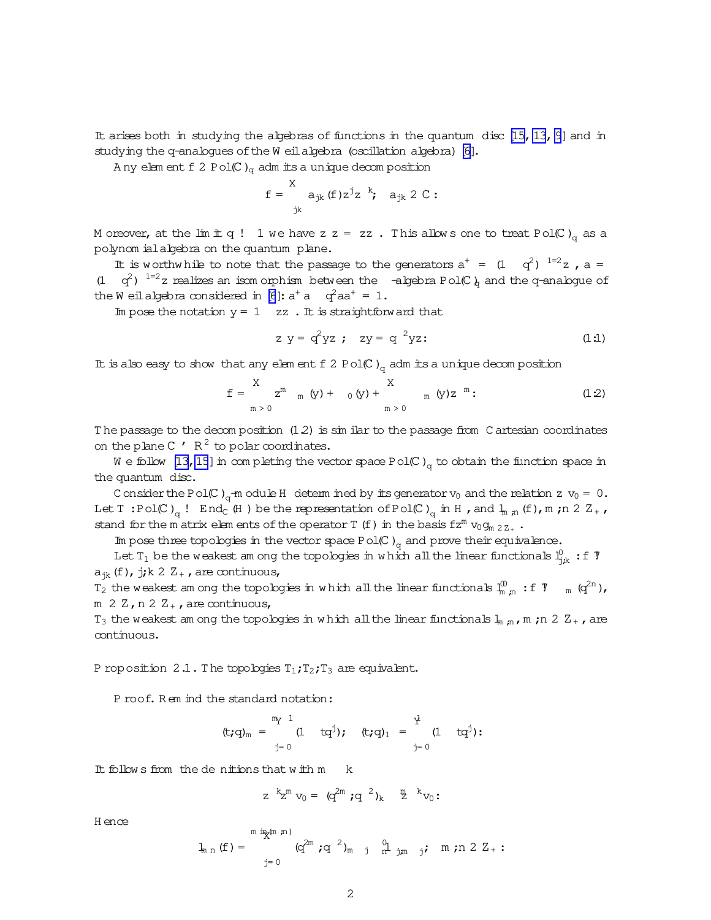It arises both in studying the algebras of functions in the quantum disc [15, 13, 9] and in studying the q-analogues of the Weil algebra (oscillation algebra) [6].

Any element $f \in \mathrm{Pol}(\mathbb{C})_q$ admits a unique decomposition

$$f = \sum_{jk} a_{jk}(f) z^{*j} z^{k}; \quad a_{jk} \in \mathbb{C}.$$

Moreover, at the limit $q \to 1$ we have $z^* z = z z^*$. This allows one to treat $\mathrm{Pol}(\mathbb{C})_q$ as a polynomial algebra on the quantum plane.

It is worthwhile to note that the passage to the generators $a^+ = (1 - q^2)^{-1/2} z^*$, $a = (1 - q^2)^{-1/2} z$ realizes an isomorphism between the $*$-algebra $\mathrm{Pol}(\mathbb{C})_q$ and the q-analogue of the Weil algebra considered in [6]: $a^+ a - q^2 a a^+ = 1$.

Impose the notation $y = 1 - z z^*$. It is straightforward that

$$z^* y = q^2 y z^*; \quad z y = q^{-2} y z. \tag{1.1}$$

It is also easy to show that any element $f \in \mathrm{Pol}(\mathbb{C})_q$ admits a unique decomposition

$$f = \sum_{m>0} z^m \psi_m(y) + \psi_0(y) + \sum_{m>0} \psi_{-m}(y) z^{*m}. \tag{1.2}$$

The passage to the decomposition (1.2) is similar to the passage from Cartesian coordinates on the plane $\mathbb{C} \simeq \mathbb{R}^2$ to polar coordinates.

We follow [13, 15] in completing the vector space $\mathrm{Pol}(\mathbb{C})_q$ to obtain the function space in the quantum disc.

Consider the $\mathrm{Pol}(\mathbb{C})_q$-module $H$ determined by its generator $v_0$ and the relation $z^* v_0 = 0$. Let $T : \mathrm{Pol}(\mathbb{C})_q \to \mathrm{End}_{\mathbb{C}}(H)$ be the representation of $\mathrm{Pol}(\mathbb{C})_q$ in $H$, and $l_{m,n}(f)$, $m, n \in \mathbb{Z}_+$, stand for the matrix elements of the operator $T(f)$ in the basis $\{z^m v_0\}_{m \in \mathbb{Z}_+}$.

Impose three topologies in the vector space $\mathrm{Pol}(\mathbb{C})_q$ and prove their equivalence.

Let $T_1$ be the weakest among the topologies in which all the linear functionals $l^0_{j,k} : f \mapsto a_{jk}(f)$, $j, k \in \mathbb{Z}_+$, are continuous,

$T_2$ the weakest among the topologies in which all the linear functionals $l^{00}_{m,n} : f \mapsto \psi_m(q^{2n})$, $m \in \mathbb{Z}$, $n \in \mathbb{Z}_+$, are continuous,

$T_3$ the weakest among the topologies in which all the linear functionals $l_{m,n}$, $m, n \in \mathbb{Z}_+$, are continuous.

**Proposition 2.1.** The topologies $T_1, T_2, T_3$ are equivalent.

*Proof.* Remind the standard notation:

$$(t; q)_m = \prod_{j=0}^{m-1} (1 - t q^j); \quad (t; q)_\infty = \prod_{j=0}^{\infty} (1 - t q^j).$$

It follows from the definitions that with $m \geq k$

$$z^{*k} z^m v_0 = (q^{2m}; q^{-2})_k \, z^{m-k} v_0.$$

Hence

$$l_{m\,n}(f) = \sum_{j=0}^{\min(m,n)} (q^{2m}; q^{-2})_{m-j} \, l^0_{n-j,m-j}; \quad m, n \in \mathbb{Z}_+.$$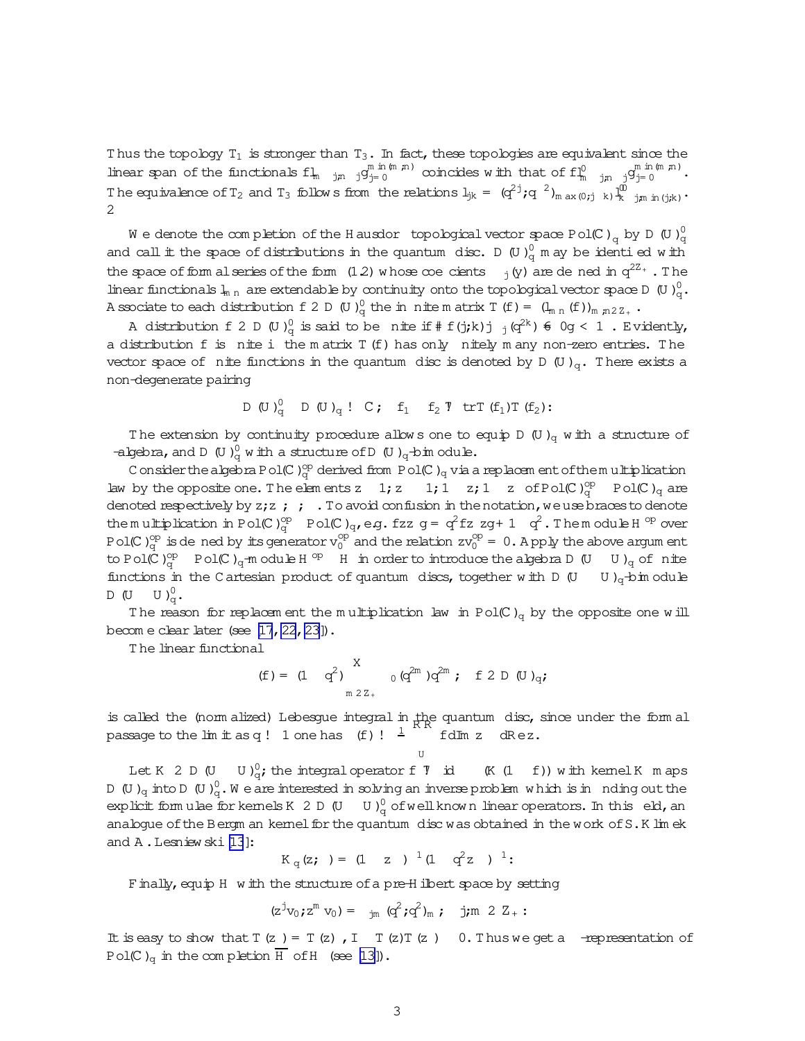Thus the topology $T_1$ is stronger than $T_3$. In fact, these topologies are equivalent since the linear span of the functionals $\{l_{m-j,n-j}\}_{j=0}^{\min(m,n)}$ coincides with that of $\{l_{m-j,n-j}^{(0)}\}_{j=0}^{\min(m,n)}$. The equivalence of $T_2$ and $T_3$ follows from the relations $l_{jk} = (q^{2j};q^{-2})_{\max(0,j-k)} l_{k-j,m in(j,k)}^{(0)}$. $\square$

We denote the completion of the Hausdorff topological vector space $\mathrm{Pol}(\mathbb{C})_q$ by $\mathcal{D}(U)_q^0$ and call it the space of distributions in the quantum disc. $\mathcal{D}(U)_q^0$ may be identified with the space of formal series of the form (1.2) whose coefficients $\psi_j(y)$ are defined in $q^{2\mathbb{Z}_+}$. The linear functionals $l_{mn}$ are extendable by continuity onto the topological vector space $\mathcal{D}(U)_q^0$. Associate to each distribution $f \in \mathcal{D}(U)_q^0$ the infinite matrix $T(f) = (l_{mn}(f))_{m,n\in\mathbb{Z}_+}$.

A distribution $f \in \mathcal{D}(U)_q^0$ is said to be finite if $\#\{(j,k)|\psi_j(q^{2k}) \neq 0\} < \infty$. Evidently, a distribution $f$ is finite iff the matrix $T(f)$ has only finitely many non-zero entries. The vector space of finite functions in the quantum disc is denoted by $\mathcal{D}(U)_q$. There exists a non-degenerate pairing

$$\mathcal{D}(U)_q^0 \times \mathcal{D}(U)_q \to \mathbb{C}, \quad f_1 \times f_2 \mapsto \mathrm{tr}\, T(f_1)T(f_2).$$

The extension by continuity procedure allows one to equip $\mathcal{D}(U)_q$ with a structure of $*$-algebra, and $\mathcal{D}(U)_q^0$ with a structure of $\mathcal{D}(U)_q$-bimodule.

Consider the algebra $\mathrm{Pol}(\mathbb{C})_q^{op}$ derived from $\mathrm{Pol}(\mathbb{C})_q$ via a replacement of the multiplication law by the opposite one. The elements $z\otimes 1, z^*\otimes 1, 1\otimes z, 1\otimes z^*$ of $\mathrm{Pol}(\mathbb{C})_q^{op}\otimes\mathrm{Pol}(\mathbb{C})_q$ are denoted respectively by $z, z^*, \zeta, \zeta^*$. To avoid confusion in the notation, we use braces to denote the multiplication in $\mathrm{Pol}(\mathbb{C})_q^{op}\otimes\mathrm{Pol}(\mathbb{C})_q$, e.g. $\{z^*z\} = q^2\{zz^*\}+1-q^2$. The module $H^{op}$ over $\mathrm{Pol}(\mathbb{C})_q^{op}$ is defined by its generator $v_0^{op}$ and the relation $z^*v_0^{op} = 0$. Apply the above argument to $\mathrm{Pol}(\mathbb{C})_q^{op}\otimes\mathrm{Pol}(\mathbb{C})_q$-module $H^{op}\otimes H$ in order to introduce the algebra $\mathcal{D}(U\times U)_q$ of finite functions in the Cartesian product of quantum discs, together with $\mathcal{D}(U\times U)_q$-bimodule $\mathcal{D}(U\times U)_q^0$.

The reason for replacement the multiplication law in $\mathrm{Pol}(\mathbb{C})_q$ by the opposite one will become clear later (see [17, 22, 23]).

The linear functional

$$\nu(f) = (1-q^2)\sum_{m\in\mathbb{Z}_+}\psi_0(q^{2m})q^{2m}, \quad f\in\mathcal{D}(U)_q,$$

is called the (normalized) Lebesgue integral in the quantum disc, since under the formal passage to the limit as $q\to 1$ one has $\nu(f)\to\frac{1}{\pi}\iint_U f\, d\mathrm{Im}\, z\; d\mathrm{Re}\, z$.

Let $K\in\mathcal{D}(U\times U)_q^0$; the integral operator $f\mapsto \mathrm{id}\otimes\nu(K(1\otimes f))$ with kernel $K$ maps $\mathcal{D}(U)_q$ into $\mathcal{D}(U)_q^0$. We are interested in solving an inverse problem which is in finding out the explicit formulae for kernels $K\in\mathcal{D}(U\times U)_q^0$ of well known linear operators. In this field, an analogue of the Bergman kernel for the quantum disc was obtained in the work of S. Klimek and A. Lesniewski [13]:

$$K_q(z,\zeta^*) = (1-z\zeta^*)^{-1}(1-q^2z\zeta^*)^{-1}.$$

Finally, equip $H$ with the structure of a pre-Hilbert space by setting

$$(z^jv_0, z^mv_0) = \delta_{jm}(q^2;q^2)_m, \quad j,m\in\mathbb{Z}_+.$$

It is easy to show that $T(z^*) = T(z)^*$, $I - T(z)T(z)^* \geq 0$. Thus we get a $*$-representation of $\mathrm{Pol}(\mathbb{C})_q$ in the completion $\overline{H}$ of $H$ (see [13]).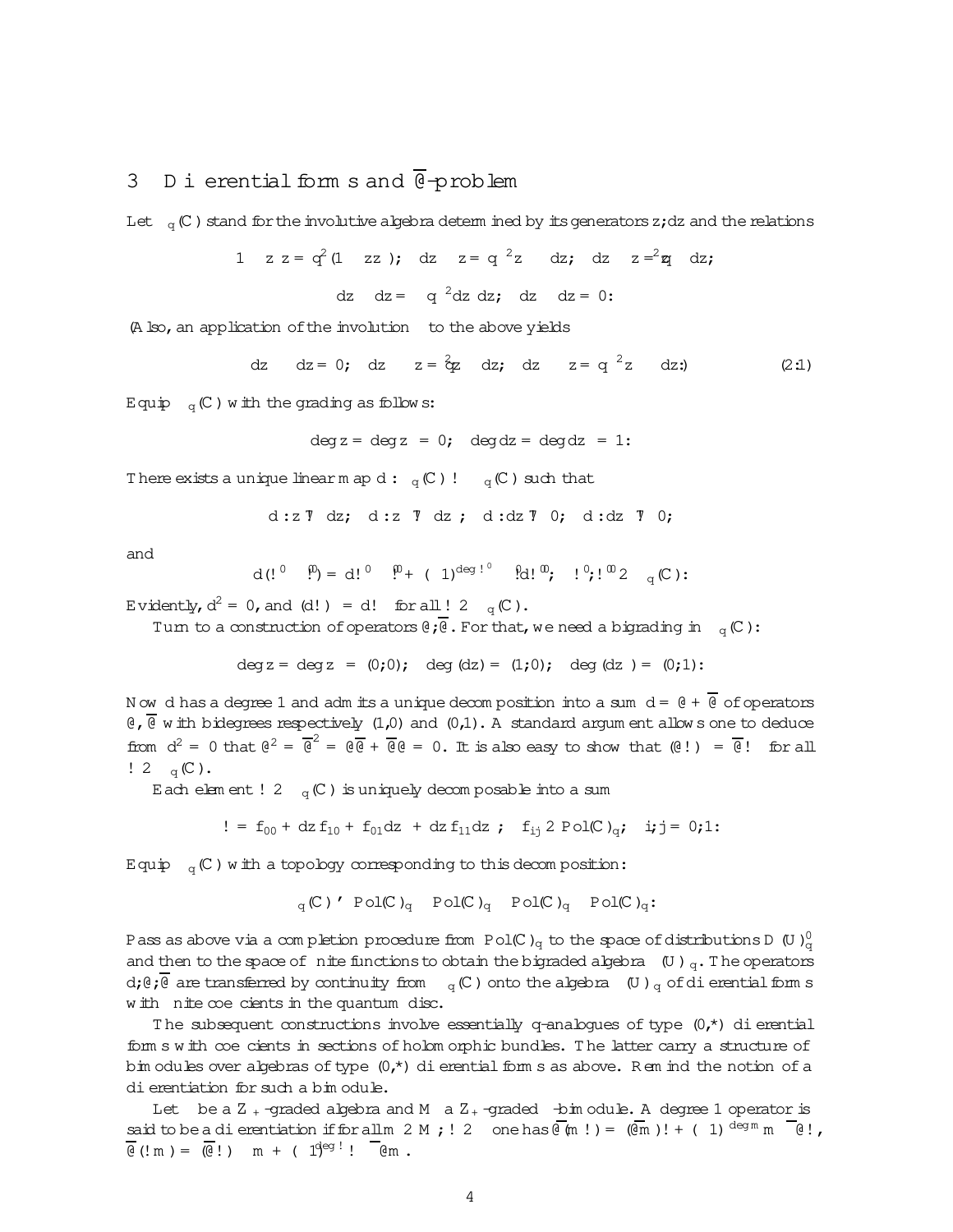## 3 Differential forms and $\overline{\partial}$-problem

Let $\Omega_q(\mathbb{C})$ stand for the involutive algebra determined by its generators $z, dz$ and the relations

$$1 - z^* z = q^2(1 - zz^*); \quad dz \cdot z = q^{-2} z \cdot dz; \quad dz \cdot z^* = q^2 z^* \cdot dz;$$

$$dz^* \cdot dz = -q^{-2} dz \, dz^*; \quad dz \cdot dz = 0.$$

(Also, an application of the involution $*$ to the above yields

$$dz^* \cdot dz^* = 0; \quad dz^* \cdot z^* = q^2 z^* \cdot dz^*; \quad dz^* \cdot z = q^{-2} z \cdot dz^*.) \qquad (2.1)$$

Equip $\Omega_q(\mathbb{C})$ with the grading as follows:

$$\deg z = \deg z^* = 0; \quad \deg dz = \deg dz^* = 1.$$

There exists a unique linear map $d : \Omega_q(\mathbb{C}) \to \Omega_q(\mathbb{C})$ such that

$$d : z \mapsto dz; \quad d : z^* \mapsto dz^*; \quad d : dz \mapsto 0; \quad d : dz^* \mapsto 0;$$

and

$$d(\omega' \cdot \omega'') = d\omega' \cdot \omega'' + (-1)^{\deg \omega'} \omega' \cdot d\omega''; \quad \omega', \omega'' \in \Omega_q(\mathbb{C}).$$

Evidently, $d^2 = 0$, and $(d\omega)^* = d\omega^*$ for all $\omega \in \Omega_q(\mathbb{C})$.

Turn to a construction of operators $\partial, \overline{\partial}$. For that, we need a bigrading in $\Omega_q(\mathbb{C})$:

$$\deg z = \deg z^* = (0,0); \quad \deg(dz) = (1,0); \quad \deg(dz^*) = (0,1).$$

Now $d$ has a degree 1 and admits a unique decomposition into a sum $d = \partial + \overline{\partial}$ of operators $\partial$, $\overline{\partial}$ with bidegrees respectively (1,0) and (0,1). A standard argument allows one to deduce from $d^2 = 0$ that $\partial^2 = \overline{\partial}^2 = \partial\overline{\partial} + \overline{\partial}\partial = 0$. It is also easy to show that $(\partial\omega)^* = \overline{\partial}\omega^*$ for all $\omega \in \Omega_q(\mathbb{C})$.

Each element $\omega \in \Omega_q(\mathbb{C})$ is uniquely decomposable into a sum

$$\omega = f_{00} + dz f_{10} + f_{01} dz^* + dz f_{11} dz^*; \quad f_{ij} \in \mathrm{Pol}(\mathbb{C})_q; \quad i,j = 0,1.$$

Equip $\Omega_q(\mathbb{C})$ with a topology corresponding to this decomposition:

$$\Omega_q(\mathbb{C}) \simeq \mathrm{Pol}(\mathbb{C})_q \oplus \mathrm{Pol}(\mathbb{C})_q \oplus \mathrm{Pol}(\mathbb{C})_q \oplus \mathrm{Pol}(\mathbb{C})_q.$$

Pass as above via a completion procedure from $\mathrm{Pol}(\mathbb{C})_q$ to the space of distributions $D(U)'_q$ and then to the space of finite functions to obtain the bigraded algebra $\Omega(U)_q$. The operators $d, \partial, \overline{\partial}$ are transferred by continuity from $\Omega_q(\mathbb{C})$ onto the algebra $\Omega(U)_q$ of differential forms with finite coefficients in the quantum disc.

The subsequent constructions involve essentially $q$-analogues of type (0,\*) differential forms with coefficients in sections of holomorphic bundles. The latter carry a structure of bimodules over algebras of type (0,\*) differential forms as above. Remind the notion of a differentiation for such a bimodule.

Let $\Omega$ be a $\mathbb{Z}_+$-graded algebra and $M$ a $\mathbb{Z}_+$-graded $\Omega$-bimodule. A degree 1 operator is said to be a differentiation if for all $m \in M$, $\omega \in \Omega$ one has $\overline{\partial}(m\omega) = (\overline{\partial}m)\omega + (-1)^{\deg m} m \cdot \overline{\partial}\omega$, $\overline{\partial}(\omega m) = (\overline{\partial}\omega) \cdot m + (-1)^{\deg \omega} \omega \cdot \overline{\partial} m$.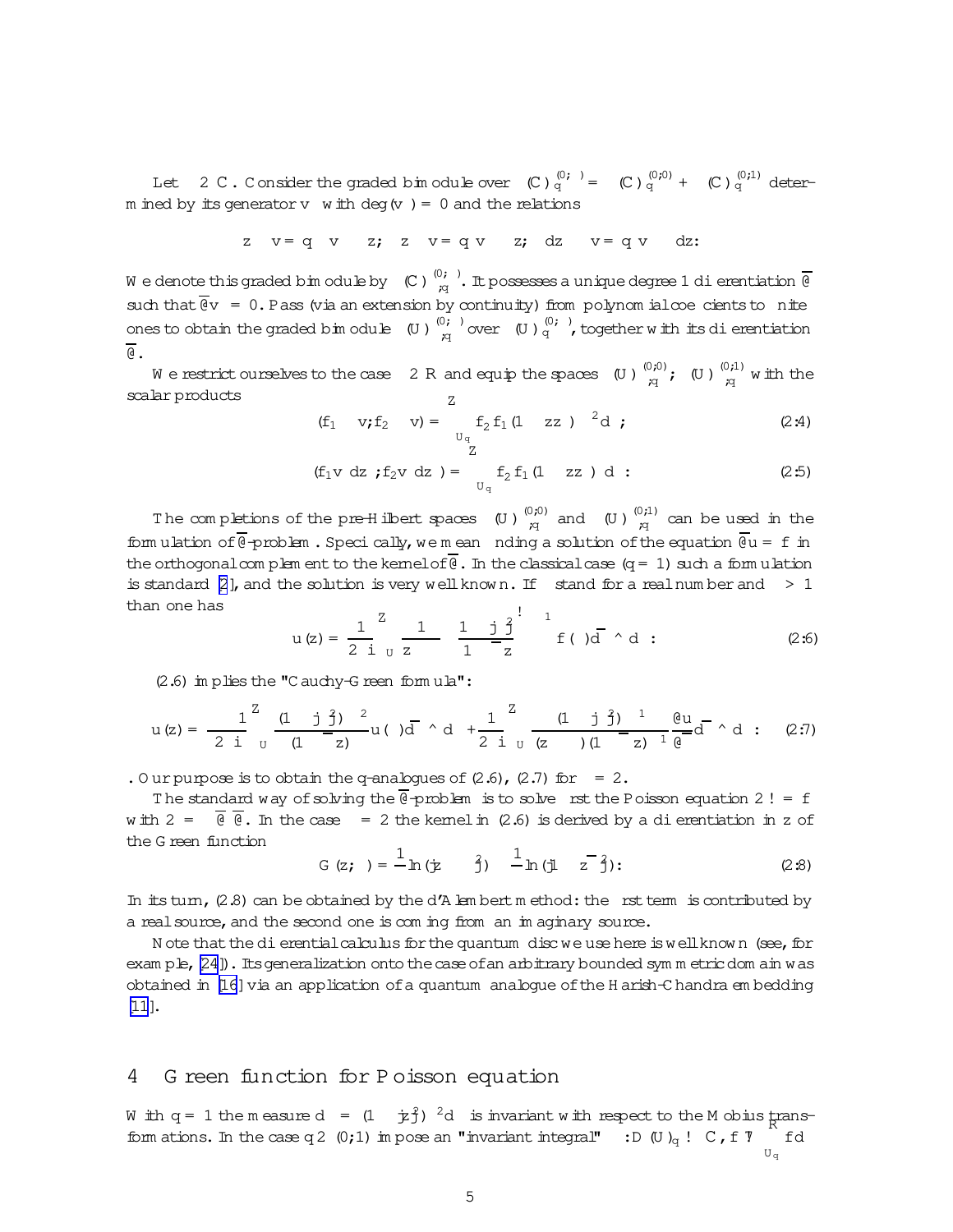Let $\lambda \in \mathbb{C}$. Consider the graded bimodule over $\mathbb{C}[U]_q^{(0,*)} = \mathbb{C}[U]_q^{(0,0)} + \mathbb{C}[U]_q^{(0,1)}$ determined by its generator $v_\lambda$ with $\deg(v_\lambda) = 0$ and the relations

$$z \cdot v_\lambda = q^\lambda v_\lambda \cdot z; \quad z^* \cdot v_\lambda = q^{-\lambda} v_\lambda \cdot z^*; \quad dz \cdot v_\lambda = q^\lambda v_\lambda \cdot dz.$$

We denote this graded bimodule by $\mathbb{C}[U]_{\lambda,q}^{(0,*)}$. It possesses a unique degree 1 differentiation $\overline{\partial}$ such that $\overline{\partial} v_\lambda = 0$. Pass (via an extension by continuity) from polynomial coefficients to finite ones to obtain the graded bimodule $D(U)_{\lambda,q}^{(0,*)}$ over $D(U)_q^{(0,*)}$, together with its differentiation $\overline{\partial}$.

We restrict ourselves to the case $\lambda \in \mathbb{R}$ and equip the spaces $D(U)_{\lambda,q}^{(0,0)}$; $D(U)_{\lambda,q}^{(0,1)}$ with the scalar products

$$(f_1 v_\lambda, f_2 v_\lambda) = \int_{U_q} f_2^* f_1 (1 - zz^*)^{\lambda - 2} d\nu; \tag{2.4}$$

$$(f_1 v_\lambda dz^*, f_2 v_\lambda dz^*) = \int_{U_q} f_2^* f_1 (1 - zz^*)^\lambda d\nu: \tag{2.5}$$

The completions of the pre-Hilbert spaces $D(U)_{\lambda,q}^{(0,0)}$ and $D(U)_{\lambda,q}^{(0,1)}$ can be used in the formulation of $\overline{\partial}$-problem. Specifically, we mean finding a solution of the equation $\overline{\partial} u = f$ in the orthogonal complement to the kernel of $\overline{\partial}$. In the classical case ($q = 1$) such a formulation is standard [2], and the solution is very well known. If $\lambda$ stand for a real number and $\lambda > 1$ than one has

$$u(z) = \frac{1}{2\pi i} \int_U \frac{1}{z - \zeta} \left( \frac{1 - |\zeta|^2}{1 - \overline{\zeta} z} \right)^{\lambda - 1} f(\zeta) d\overline{\zeta} \wedge d\zeta: \tag{2.6}$$

(2.6) implies the "Cauchy-Green formula":

$$u(z) = \frac{\lambda - 1}{2\pi i} \int_U \frac{(1 - |\zeta|^2)^{\lambda - 2}}{(1 - \overline{\zeta} z)^\lambda} u(\zeta) d\overline{\zeta} \wedge d\zeta + \frac{1}{2\pi i} \int_U \frac{(1 - |\zeta|^2)^{\lambda - 1}}{(z - \zeta)(1 - \overline{\zeta} z)^{\lambda - 1}} \frac{\partial u}{\partial \overline{\zeta}} d\overline{\zeta} \wedge d\zeta: \tag{2.7}$$

. Our purpose is to obtain the q-analogues of (2.6), (2.7) for $\lambda = 2$.

The standard way of solving the $\overline{\partial}$-problem is to solve first the Poisson equation $\Box \omega = f$ with $\Box = -\overline{\partial}^* \overline{\partial}$. In the case $\lambda = 2$ the kernel in (2.6) is derived by a differentiation in $z$ of the Green function

$$G(z, \zeta) = \frac{1}{\pi} \ln(|z - \zeta|^2) - \frac{1}{\pi} \ln(|1 - z\overline{\zeta}|^2): \tag{2.8}$$

In its turn, (2.8) can be obtained by the d'Alembert method: the first term is contributed by a real source, and the second one is coming from an imaginary source.

Note that the differential calculus for the quantum disc we use here is well known (see, for example, [24]). Its generalization onto the case of an arbitrary bounded symmetric domain was obtained in [16] via an application of a quantum analogue of the Harish-Chandra embedding [11].

# 4 Green function for Poisson equation

With $q = 1$ the measure $d\mu = (1 - |z|^2)^{-2} d\nu$ is invariant with respect to the Mobius transformations. In the case $q \in (0,1)$ impose an "invariant integral" $\nu : D(U)_q \to \mathbb{C}$, $f \mapsto \int_{U_q} f d\mu$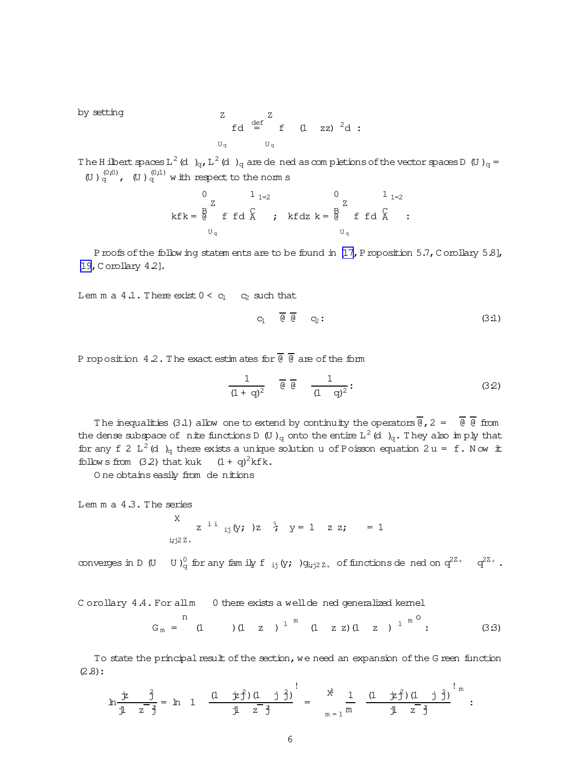by setting

$$\int_{U_q} f d\nu \stackrel{\text{def}}{=} \int_{U_q} f \cdot (1 - z z^*)^{-2} d\mu :$$

The Hilbert spaces $L^2(d\nu)_q$, $L^2(d\mu)_q$ are defined as completions of the vector spaces $D(U)_q = \Omega(U)_q^{(0,0)}$, $\Omega(U)_q^{(0,1)}$ with respect to the norms

$$\|f\| = \left( \int_{U_q} f^* f d\nu \right)^{1/2} ; \quad \|f dz\| = \left( \int_{U_q} f^* f d\mu \right)^{1/2} :$$

Proofs of the following statements are to be found in [17, Proposition 5.7, Corollary 5.8], [19, Corollary 4.2].

**Lemma 4.1.** There exist $0 < c_1 \leq c_2$ such that

$$c_1 \leq -\overline{\partial}^* \overline{\partial} \leq c_2 : \qquad (3.1)$$

**Proposition 4.2.** The exact estimates for $-\overline{\partial}^* \overline{\partial}$ are of the form

$$\frac{1}{(1+q)^2} \leq -\overline{\partial}^* \overline{\partial} \leq \frac{1}{(1-q)^2} : \qquad (3.2)$$

The inequalities (3.1) allow one to extend by continuity the operators $\overline{\partial}$, $\square = -\overline{\partial}^* \overline{\partial}$ from the dense subspace of finite functions $D(U)_q$ onto the entire $L^2(d\nu)_q$. They also imply that for any $f \in L^2(d\nu)_q$ there exists a unique solution $u$ of Poisson equation $\square u = f$. Now it follows from (3.2) that $\|u\| \leq (1+q)^2 \|f\|$.

One obtains easily from definitions

**Lemma 4.3.** The series

$$\sum_{i,j \in \mathbb{Z}_+} z^{i} \zeta^{i} \psi_{ij}(y;\eta) z^{*j} \zeta^{*j}; \quad y = 1 - z^* z; \quad \eta = 1 - \zeta^* \zeta$$

converges in $D(U \times U)_q^0$ for any family $\{\psi_{ij}(y;\eta)\}_{i,j \in \mathbb{Z}_+}$ of functions defined on $q^{2\mathbb{Z}_+} \times q^{2\mathbb{Z}_+}$.

**Corollary 4.4.** For all $m \geq 0$ there exists a well defined generalized kernel

$$G_m = \left\{ (1 - \zeta\zeta^*)(1 - z\zeta^*)^{-1} \right\}^m \left\{ (1 - z z^*)(1 - z^* \zeta)^{-1} \right\}^m : \qquad (3.3)$$

To state the principal result of the section, we need an expansion of the Green function (2.8):

$$\ln \frac{|z - \zeta|^2}{|1 - z\overline{\zeta}|^2} = \ln\left(1 - \frac{(1 - |z|^2)(1 - |\zeta|^2)}{|1 - z\overline{\zeta}|^2}\right) = -\sum_{m=1}^{\infty} \frac{1}{m} \left(\frac{(1 - |z|^2)(1 - |\zeta|^2)}{|1 - z\overline{\zeta}|^2}\right)^m :$$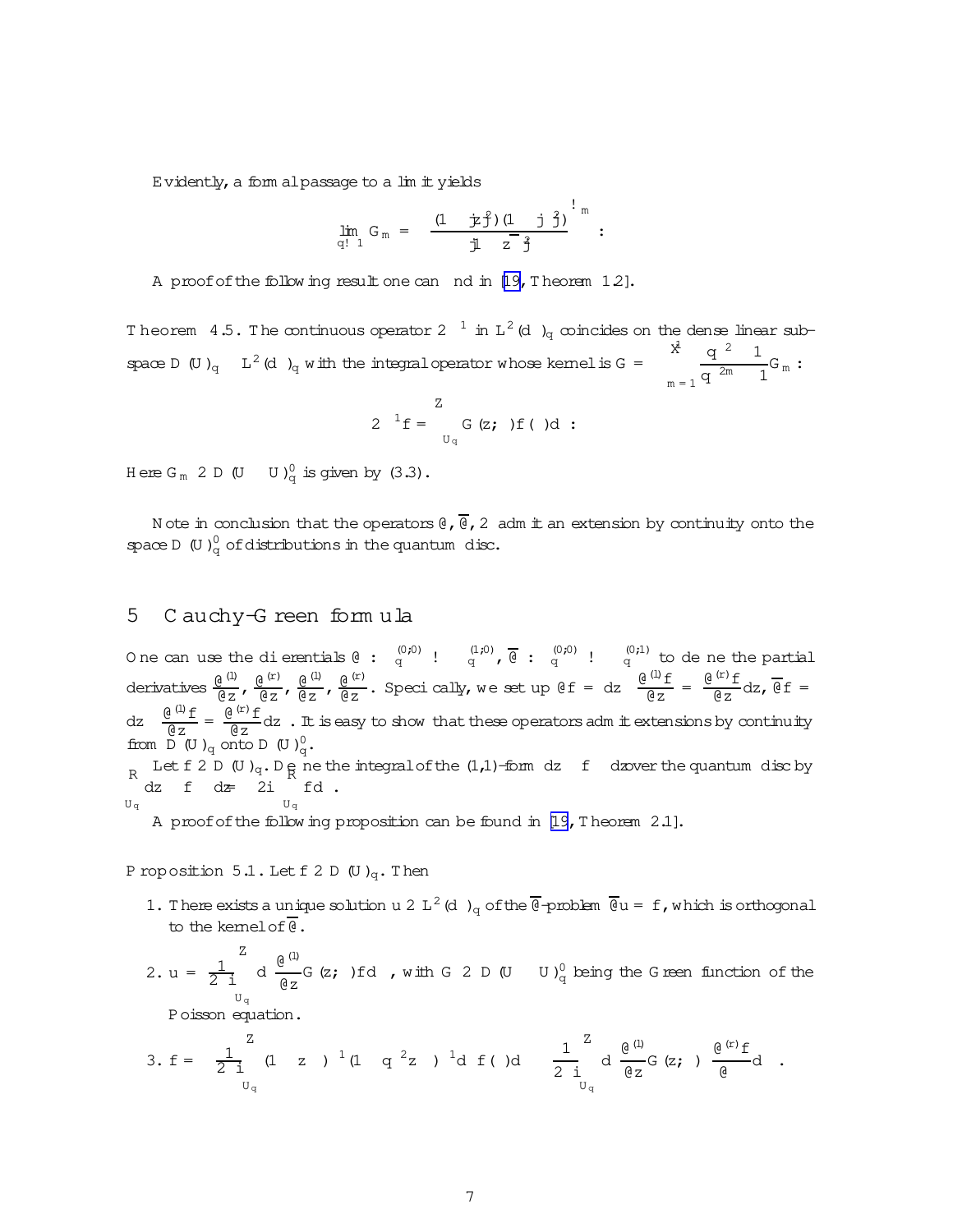Evidently, a formal passage to a limit yields

$$\lim_{q\to 1} G_m = \left(\frac{(1-|z|^2)(1-|\zeta|^2)}{|1-z\overline{\zeta}|^2}\right)^m .$$

A proof of the following result one can find in [19, Theorem 1.2].

**Theorem 4.5.** The continuous operator $\square^{-1}$ in $L^2(d\nu)_q$ coincides on the dense linear subspace $D(U)_q \subset L^2(d\nu)_q$ with the integral operator whose kernel is $G = \sum_{m=1}^{\infty} \frac{q^{-2}-1}{q^{-2m}-1} G_m$:

$$\square^{-1} f = \int_{U_q} G(z,\zeta) f(\zeta) d\nu .$$

Here $G_m \in D(U \times U)_q^0$ is given by (3.3).

Note in conclusion that the operators $\partial$, $\overline{\partial}$, $\square$ admit an extension by continuity onto the space $D(U)_q^0$ of distributions in the quantum disc.

## 5 Cauchy-Green formula

One can use the differentials $\partial : \Omega_q^{(0,0)} \to \Omega_q^{(1,0)}$, $\overline{\partial} : \Omega_q^{(0,0)} \to \Omega_q^{(0,1)}$ to define the partial derivatives $\frac{\partial^{(l)}}{\partial z}$, $\frac{\partial^{(r)}}{\partial z}$, $\frac{\partial^{(l)}}{\partial \overline{z}}$, $\frac{\partial^{(r)}}{\partial \overline{z}}$. Specifically, we set up $\partial f = dz \cdot \frac{\partial^{(l)} f}{\partial z} = \frac{\partial^{(r)} f}{\partial z} dz$, $\overline{\partial} f = d\overline{z} \cdot \frac{\partial^{(l)} f}{\partial \overline{z}} = \frac{\partial^{(r)} f}{\partial \overline{z}} d\overline{z}$. It is easy to show that these operators admit extensions by continuity from $D(U)_q$ onto $D(U)_q^0$.

Let $f \in D(U)_q$. Define the integral of the (1,1)-form $dz \cdot f \cdot d\overline{z}$ over the quantum disc by $\int_{U_q} dz \cdot f \cdot d\overline{z} = -2i \int_{U_q} f d\mu$.

A proof of the following proposition can be found in [19, Theorem 2.1].

**Proposition 5.1.** Let $f \in D(U)_q$. Then

1. There exists a unique solution $u \in L^2(d\nu)_q$ of the $\overline{\partial}$-problem $\overline{\partial} u = f$, which is orthogonal to the kernel of $\overline{\partial}$.

2. $u = \frac{1}{2\pi i} \int_{U_q} d\zeta \frac{\partial^{(l)}}{\partial \zeta} G(z,\zeta) f d\overline{\zeta}$, with $G \in D(U \times U)_q^0$ being the Green function of the Poisson equation.

3. $f = \frac{1}{2\pi i} \int_{U_q} (1-z\overline{\zeta})^{-1}(1-q^{-2}z\overline{\zeta})^{-1} d\zeta f(\zeta) d\overline{\zeta} - \frac{1}{2\pi i} \int_{U_q} d\zeta \frac{\partial^{(l)}}{\partial \zeta} G(z,\zeta) \frac{\partial^{(r)} f}{\partial \overline{\zeta}} d\overline{\zeta}$.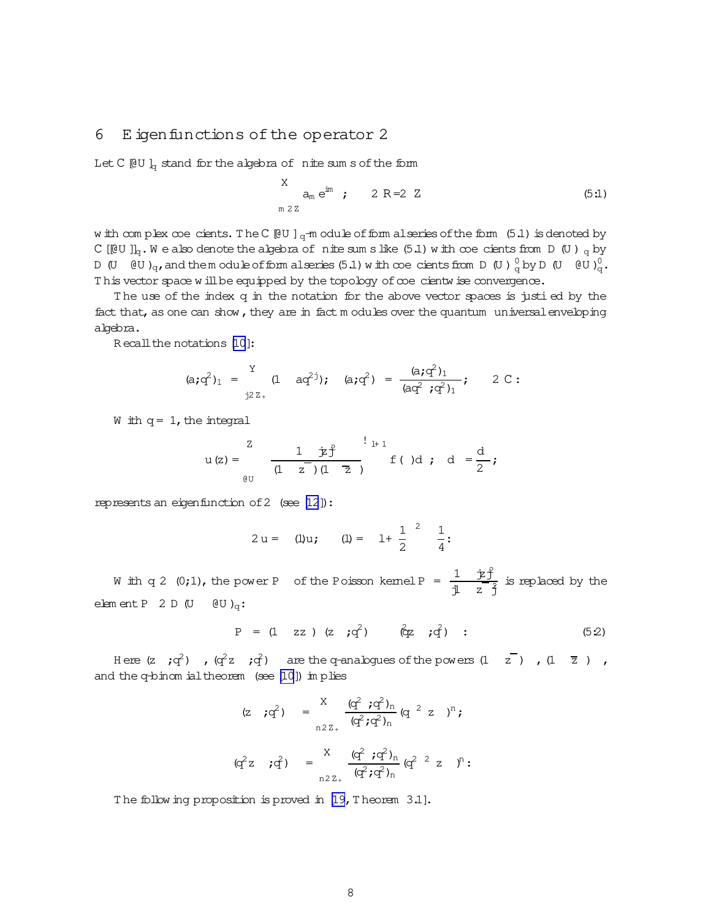## 6 Eigenfunctions of the operator $\Box$

Let $\mathbb{C}[\partial U]_q$ stand for the algebra of finite sums of the form

$$\sum_{m\in\mathbb{Z}} a_m e^{im\theta}, \qquad \theta\in\mathbb{R}/2\pi\mathbb{Z} \tag{5.1}$$

with complex coefficients. The $\mathbb{C}[\partial U]_q$-module of formal series of the form (5.1) is denoted by $\mathbb{C}[[\partial U]]_q$. We also denote the algebra of finite sums like (5.1) with coefficients from $D(U)_q$ by $D(U\times\partial U)_q$, and the module of formal series (5.1) with coefficients from $D(U)'_q$ by $D(U\times\partial U)'_q$. This vector space will be equipped by the topology of coefficientwise convergence.

The use of the index $q$ in the notation for the above vector spaces is justified by the fact that, as one can show, they are in fact modules over the quantum universal enveloping algebra.

Recall the notations [10]:

$$(a;q^2)_\infty=\prod_{j\in\mathbb{Z}_+}(1-aq^{2j}); \quad (a;q^2)_\gamma=\frac{(a;q^2)_\infty}{(aq^{2\gamma};q^2)_\infty}; \qquad \gamma\in\mathbb{C}.$$

With $q=1$, the integral

$$u(z)=\int_{\partial U}\left(\frac{1-|z|^2}{(1-z\overline{\zeta})(1-\overline{z}\zeta)}\right)^{l+1} f(\zeta)\,d\nu; \quad d\nu=\frac{d\theta}{2\pi};$$

represents an eigenfunction of $\Box$ (see [12]):

$$\Box u=\lambda(l)u; \qquad \lambda(l)=\left(l+\frac{1}{2}\right)^2-\frac{1}{4}.$$

With $q\in(0;1)$, the power $P^\lambda$ of the Poisson kernel $P=\dfrac{1-|z|^2}{|1-z\overline{\zeta}|^2}$ is replaced by the element $P^\lambda\in D(U\times\partial U)_q$:

$$P^\lambda=(1-zz^*)^\lambda(z\zeta^*;q^2)_{-\lambda}(q^2\zeta z^*;q^2)_{-\lambda}. \tag{5.2}$$

Here $(z\zeta^*;q^2)_{-\lambda}$, $(q^2\zeta z^*;q^2)_{-\lambda}$ are the $q$-analogues of the powers $(1-z\overline{\zeta})^{-\lambda}$, $(1-\overline{z}\zeta)^{-\lambda}$, and the $q$-binomial theorem (see [10]) implies

$$(z\zeta^*;q^2)_{-\lambda}=\sum_{n\in\mathbb{Z}_+}\frac{(q^{-2\lambda};q^2)_n}{(q^2;q^2)_n}(q^{2\lambda}z\zeta^*)^n;$$

$$(q^2\zeta z^*;q^2)_{-\lambda}=\sum_{n\in\mathbb{Z}_+}\frac{(q^{-2\lambda};q^2)_n}{(q^2;q^2)_n}(q^{2+2\lambda}\zeta z^*)^n.$$

The following proposition is proved in [19, Theorem 3.1].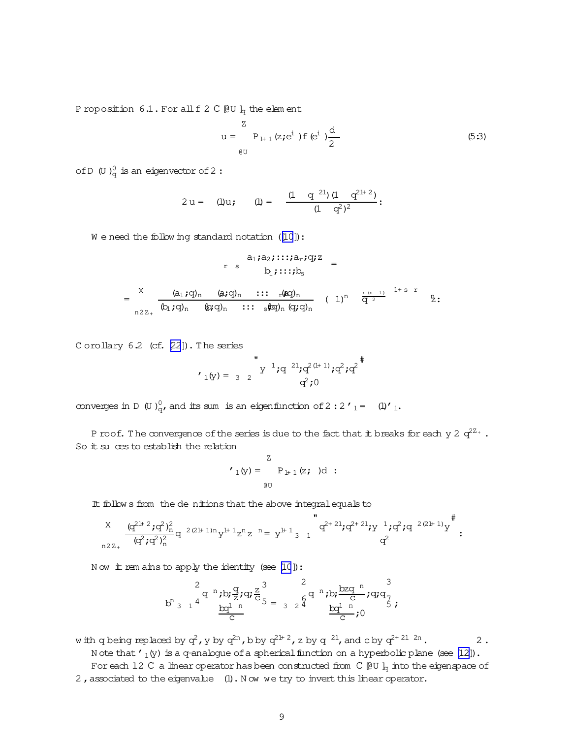**Proposition 6.1.** For all $f \in \mathbb{C}[\partial U]_q$ the element

$$u = \int_{\partial U} P_{l+1}(z; e^{i\theta}) f(e^{i\theta}) \frac{d\theta}{2\pi} \tag{5.3}$$

of $D(U)'_q$ is an eigenvector of $\square$:

$$\square u = \lambda(l) u; \qquad \lambda(l) = -\frac{(1-q^{-2l})(1-q^{2l+2})}{(1-q^2)^2}.$$

We need the following standard notation ([10]):

$${}_r\Phi_s\left[\begin{matrix} a_1; a_2; \ldots; a_r; q; z \\ b_1; \ldots; b_s \end{matrix}\right] =$$

$$= \sum_{n \in \mathbb{Z}_+} \frac{(a_1;q)_n \cdot (a_2;q)_n \cdot \ldots \cdot (a_r;q)_n}{(b_1;q)_n \cdot (b_2;q)_n \cdot \ldots \cdot (b_s;q)_n \cdot (q;q)_n} \left((-1)^n \cdot q^{\frac{n(n-1)}{2}}\right)^{1+s-r} \cdot z^n.$$

**Corollary 6.2** (cf. [22]). The series

$$\varphi_l(y) = {}_3\Phi_2\left[\begin{matrix} y^{-1}; q^{-2l}; q^{2(l+1)}; q^2; q^2 \\ q^2; 0 \end{matrix}\right]$$

converges in $D(U)'_q$, and its sum is an eigenfunction of $\square$: $\square \varphi_l = \lambda(l)\varphi_l$.

*Proof.* The convergence of the series is due to the fact that it breaks for each $y \in q^{2\mathbb{Z}_+}$. So it suffices to establish the relation

$$\varphi_l(y) = \int_{\partial U} P_{l+1}(z; \zeta) d\nu.$$

It follows from the definitions that the above integral equals to

$$\sum_{n \in \mathbb{Z}_+} \frac{(q^{2l+2}; q^2)_n^2}{(q^2; q^2)_n^2} q^{-2(2l+1)n} y^{l+1} z^n z^{*n} = y^{l+1}\, {}_3\Phi_1\left[\begin{matrix} q^{2+2l}; q^{2+2l}; y^{-1}; q^2; q^{-2(2l+1)} y \\ q^2 \end{matrix}\right].$$

Now it remains to apply the identity (see [10]):

$$b^n\, {}_3\Phi_1\left[\begin{matrix} q^{-n}; b; \frac{q}{z}; q; \frac{z}{c} \\ \frac{bq^{1-n}}{c} \end{matrix}\right] = {}_3\Phi_2\left[\begin{matrix} q^{-n}; b; \frac{bzq^{-n}}{c}; q; q \\ \frac{bq^{1-n}}{c}; 0 \end{matrix}\right],$$

with $q$ being replaced by $q^2$, $y$ by $q^{2n}$, $b$ by $q^{2l+2}$, $z$ by $q^{-2l}$, and $c$ by $q^{2+2l-2n}$. $\square$

Note that $\varphi_l(y)$ is a $q$-analogue of a spherical function on a hyperbolic plane (see [12]).

For each $l \in \mathbb{C}$ a linear operator has been constructed from $\mathbb{C}[\partial U]_q$ into the eigenspace of $\square$, associated to the eigenvalue $\lambda(l)$. Now we try to invert this linear operator.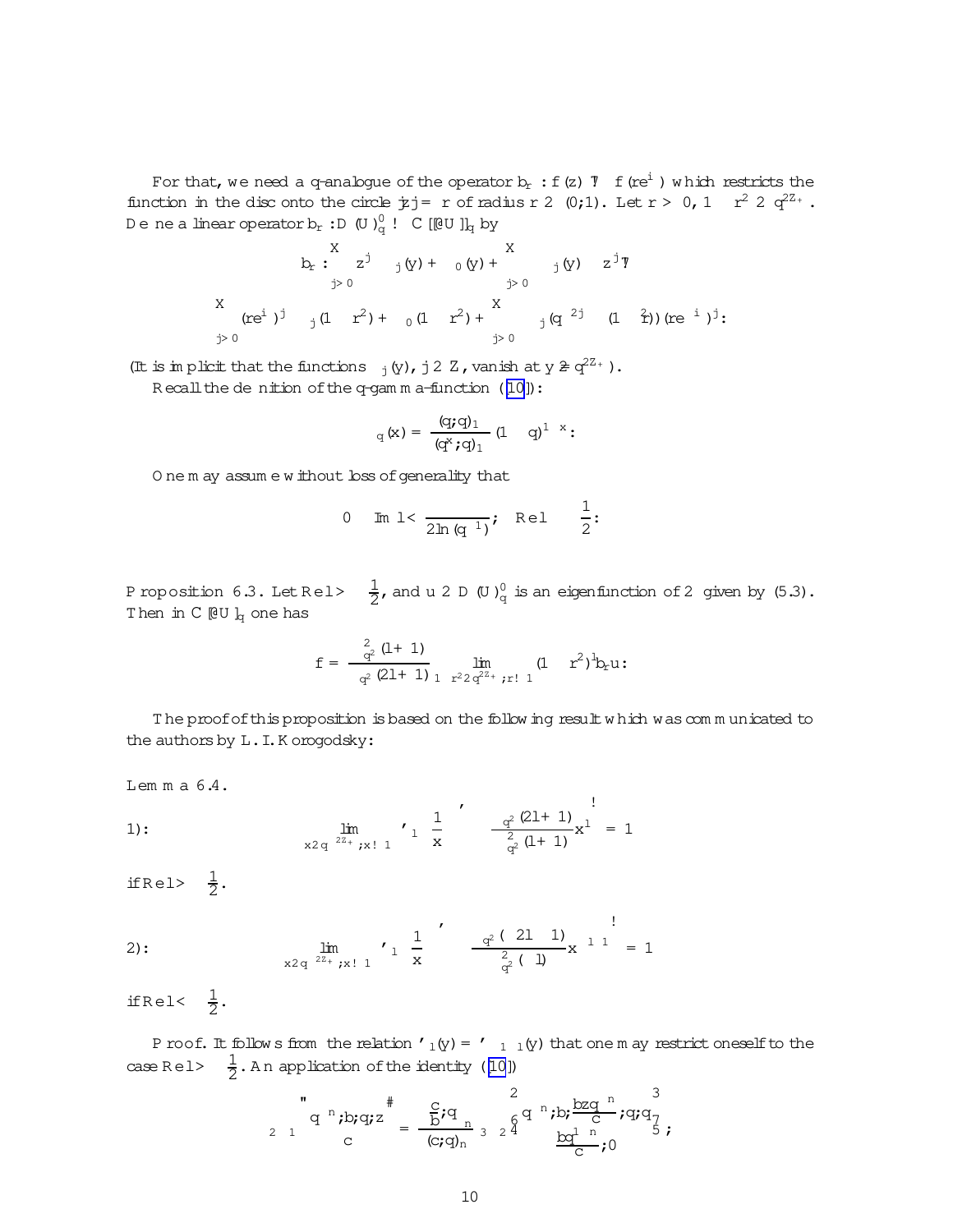For that, we need a $q$-analogue of the operator $b_r : f(z) \mapsto f(re^{i\theta})$ which restricts the function in the disc onto the circle $|z| = r$ of radius $r \in (0;1)$. Let $r > 0$, $1 - r^2 \in q^{2\mathbb{Z}_+}$. Define a linear operator $b_r : \mathcal{D}(\mathbb{U})'_q \to \mathbb{C}[[\partial\mathbb{U}]]_q$ by

$$b_r : \sum_{j>0} z^j \psi_j(y) + \psi_0(y) + \sum_{j>0} \psi_{-j}(y) \cdot z^{*j} \mapsto$$

$$\sum_{j>0} (re^{i\theta})^j \psi_j(1-r^2) + \psi_0(1-r^2) + \sum_{j>0} \psi_{-j}(q^{-2j}(1-r^2))(re^{-i\theta})^j.$$

(It is implicit that the functions $\psi_j(y)$, $j \in \mathbb{Z}$, vanish at $y \notin q^{2\mathbb{Z}_+}$).

Recall the definition of the $q$-gamma-function ([10]):

$$\Gamma_q(x) = \frac{(q;q)_\infty}{(q^x;q)_\infty}(1-q)^{1-x}.$$

One may assume without loss of generality that

$$0 \le \operatorname{Im} l < \frac{\pi}{2\ln(q^{-1})}; \quad \operatorname{Re} l \ge -\frac{1}{2}.$$

**Proposition 6.3.** Let $\operatorname{Re} l > -\frac{1}{2}$, and $u \in \mathcal{D}(\mathbb{U})'_q$ is an eigenfunction of $\Box$ given by (5.3). Then in $\mathbb{C}[\partial\mathbb{U}]_q$ one has

$$f = \frac{\Gamma_{q^2}^2(l+1)}{\Gamma_{q^2}(2l+1)} \lim_{1-r^2 \in q^{2\mathbb{Z}_+};\, r \to 1} (1-r^2)^l b_r u.$$

The proof of this proposition is based on the following result which was communicated to the authors by L. I. Korogodsky:

**Lemma 6.4.**

$$1): \qquad \lim_{x \in q^{-2\mathbb{Z}_+};\, x \to \infty} \left( \varphi_l\left(\frac{1}{x}\right) \Big/ \left(\frac{\Gamma_{q^2}(2l+1)}{\Gamma_{q^2}^2(l+1)} x^l\right) \right) = 1$$

if $\operatorname{Re} l > -\frac{1}{2}$.

$$2): \qquad \lim_{x \in q^{-2\mathbb{Z}_+};\, x \to \infty} \left( \varphi_l\left(\frac{1}{x}\right) \Big/ \left(\frac{\Gamma_{q^2}(-2l-1)}{\Gamma_{q^2}^2(-l)} x^{-l-1}\right) \right) = 1$$

if $\operatorname{Re} l < -\frac{1}{2}$.

*Proof.* It follows from the relation $\varphi_l(y) = \varphi_{-1-l}(y)$ that one may restrict oneself to the case $\operatorname{Re} l > -\frac{1}{2}$. An application of the identity ([10])

$$ {}_2\Phi_1\left[\begin{matrix} q^{-n}; b; \\ c \end{matrix}; q; z\right] = \frac{\left(\frac{c}{b};q\right)_n}{(c;q)_n} \, {}_3\Phi_2\left[\begin{matrix} q^{-n}; b; \frac{bzq^{-n}}{c}; \\ \frac{bq^{1-n}}{c}; 0 \end{matrix}; q; q\right],$$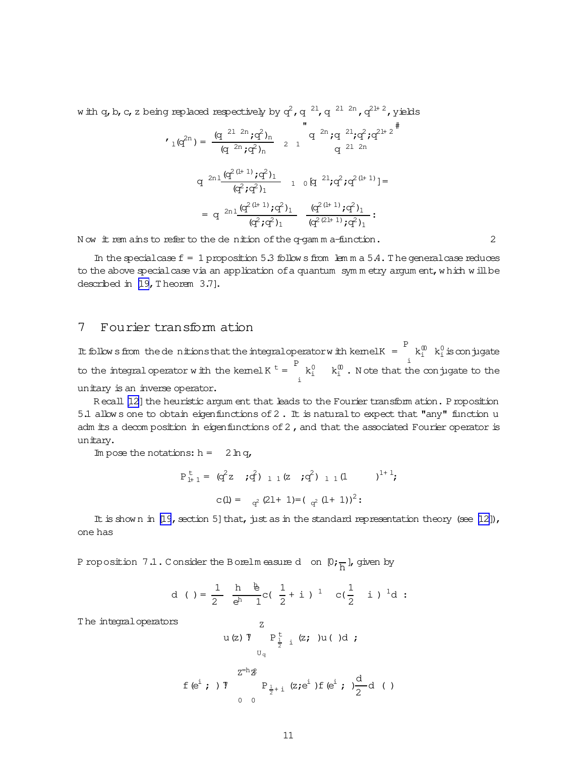with $q, b, c, z$ being replaced respectively by $q^2, q^{-2l}, q^{-2l-2n}, q^{2l+2}$, yields

$$\varphi_l(q^{2n}) = \frac{(q^{-2l-2n};q^2)_n}{(q^{-2n};q^2)_n} \, {}_2\Phi_1\left[\begin{matrix} q^{-2n}; q^{-2l}; q^2; q^{2l+2} \\ q^{-2l-2n} \end{matrix}\right]$$

$$q^{-2nl}\frac{(q^{2(l+1)};q^2)_\infty}{(q^2;q^2)_\infty} \, {}_1\Phi_0[q^{-2l};q^2;q^{2(l+1)}] =$$

$$= q^{-2nl}\frac{(q^{2(l+1)};q^2)_\infty}{(q^2;q^2)_\infty} \cdot \frac{(q^{2(l+1)};q^2)_\infty}{(q^{2(2l+1)};q^2)_\infty}.$$

Now it remains to refer to the definition of the q-gamma-function. $\Box$

In the special case $f = 1$ proposition 5.3 follows from lemma 5.4. The general case reduces to the above special case via an application of a quantum symmetry argument, which will be described in [19, Theorem 3.7].

## 7 Fourier transformation

It follows from the definitions that the integral operator with kernel $K = \sum_i k_i'' \otimes k_i^0$ is conjugate to the integral operator with the kernel $K^t = \sum_i k_i^0 \otimes k_i''$. Note that the conjugate to the unitary is an inverse operator.

Recall [12] the heuristic argument that leads to the Fourier transformation. Proposition 5.1 allows one to obtain eigenfunctions of $\Box$. It is natural to expect that "any" function $u$ admits a decomposition in eigenfunctions of $\Box$, and that the associated Fourier operator is unitary.

Impose the notations: $h = -2\ln q$,

$$P^t_{l+1} = (q^2 z\,;q^2)_\infty \, {}_1\Phi_1(z\,;q^2)_\infty \, {}_1\Phi_1(1-\ )^{l+1};$$

$$c(l) = \Gamma_{q^2}(2l+1)/(\Gamma_{q^2}(l+1))^2.$$

It is shown in [19, section 5] that, just as in the standard representation theory (see [12]), one has

**Proposition 7.1.** Consider the Borel measure $d\sigma$ on $[0;\frac{\pi}{h}]$, given by

$$d\sigma(\rho) = \frac{1}{2\pi}\,\frac{h\,e^h}{e^h-1}\,c\!\left(-\frac{1}{2}+i\rho\right)^{-1} c\!\left(\frac{1}{2}-i\rho\right)^{-1} d\rho.$$

The integral operators

$$u(z) \mapsto \int_{U_q} P^t_{-\frac{1}{2}-i\rho}(z;\ )u(\ )d\nu;$$

$$f(e^{i\theta};\rho) \mapsto \int_0^{\pi/h}\!\!\int_0^{2\pi} P_{-\frac{1}{2}+i\rho}(z;e^{i\theta})f(e^{i\theta};\rho)\frac{d\theta}{2\pi}d\sigma(\rho)$$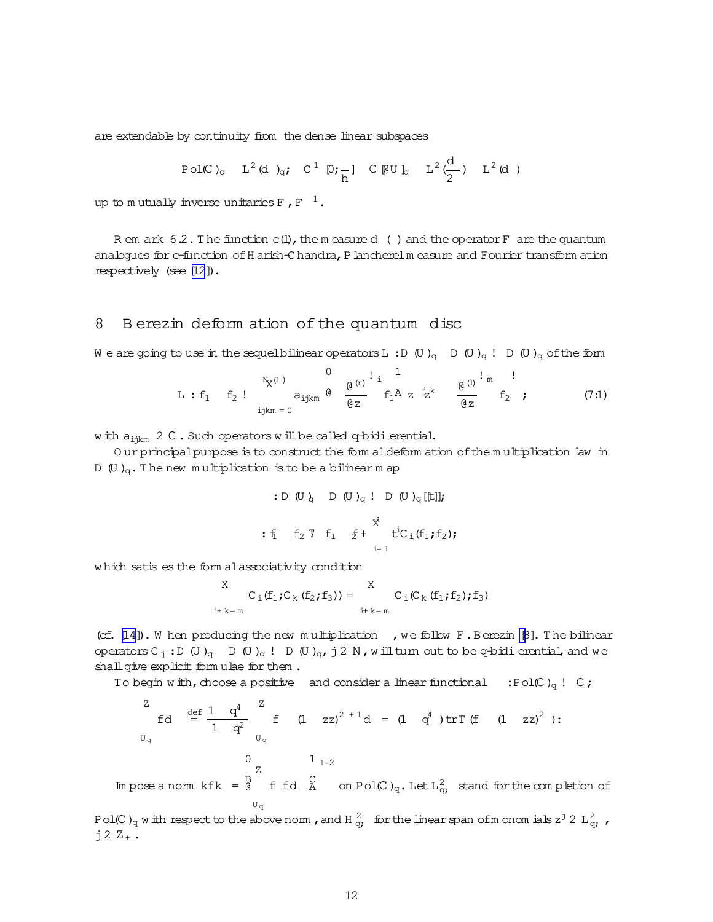are extendable by continuity from the dense linear subspaces

$$\mathrm{Pol}(\mathbb{C})_q \subset L^2(d\nu)_q; \quad C^\infty[0;\tfrac{\pi}{h}] \otimes \mathbb{C}[\partial U]_q \subset L^2(\tfrac{d\lambda}{2\pi}) \otimes L^2(d\mu)$$

up to mutually inverse unitaries $F$, $F^{-1}$.

**Remark 6.2.** The function $c(l)$, the measure $d\mu(\lambda)$ and the operator $F$ are the quantum analogues for c-function of Harish-Chandra, Plancherel measure and Fourier transformation respectively (see [12]).

# 8 Berezin deformation of the quantum disc

We are going to use in the sequel bilinear operators $L : D(U)_q \otimes D(U)_q \to D(U)_q$ of the form

$$L : f_1 \otimes f_2 \mapsto \sum_{ijkm=0}^{N(L)} a_{ijkm} \left( \left( \frac{\partial^{(r)}}{\partial z} \right)^i f_1 \right) z^j z^{*k} \left( \left( \frac{\partial^{(l)}}{\partial z^*} \right)^m f_2 \right), \qquad (7.1)$$

with $a_{ijkm} \in \mathbb{C}$. Such operators will be called q-bidifferential.

Our principal purpose is to construct the formal deformation of the multiplication law in $D(U)_q$. The new multiplication is to be a bilinear map

$$* : D(U)_q \otimes D(U)_q \to D(U)_q[[t]];$$

$$* : f_1 \otimes f_2 \mapsto f_1 f_2 + \sum_{i=1}^{\infty} t^i C_i(f_1, f_2);$$

which satisfies the formal associativity condition

$$\sum_{i+k=m} C_i(f_1, C_k(f_2, f_3)) = \sum_{i+k=m} C_i(C_k(f_1, f_2), f_3)$$

(cf. [14]). When producing the new multiplication $*$, we follow F. Berezin [3]. The bilinear operators $C_j : D(U)_q \otimes D(U)_q \to D(U)_q$, $j \in \mathbb{N}$, will turn out to be q-bidifferential, and we shall give explicit formulae for them.

To begin with, choose a positive $\alpha$ and consider a linear functional $\nu_\alpha : \mathrm{Pol}(\mathbb{C})_q \to \mathbb{C}$;

$$\int_{U_q} f d\nu_\alpha \stackrel{\mathrm{def}}{=} \frac{1-q^{4\alpha}}{1-q^2} \int_{U_q} f \cdot (1-zz^*)^{2\alpha+1} d\nu = (1-q^{4\alpha})\,\mathrm{tr}T(f \cdot (1-zz^*)^{2\alpha}):$$

Impose a norm $\|f\|_\alpha = \left( \int_{U_q} f^* f d\nu_\alpha \right)^{1/2}$ on $\mathrm{Pol}(\mathbb{C})_q$. Let $L^2_{q,\alpha}$ stand for the completion of $\mathrm{Pol}(\mathbb{C})_q$ with respect to the above norm, and $H^2_{q,\alpha}$ for the linear span of monomials $z^j \in L^2_{q,\alpha}$, $j \in \mathbb{Z}_+$.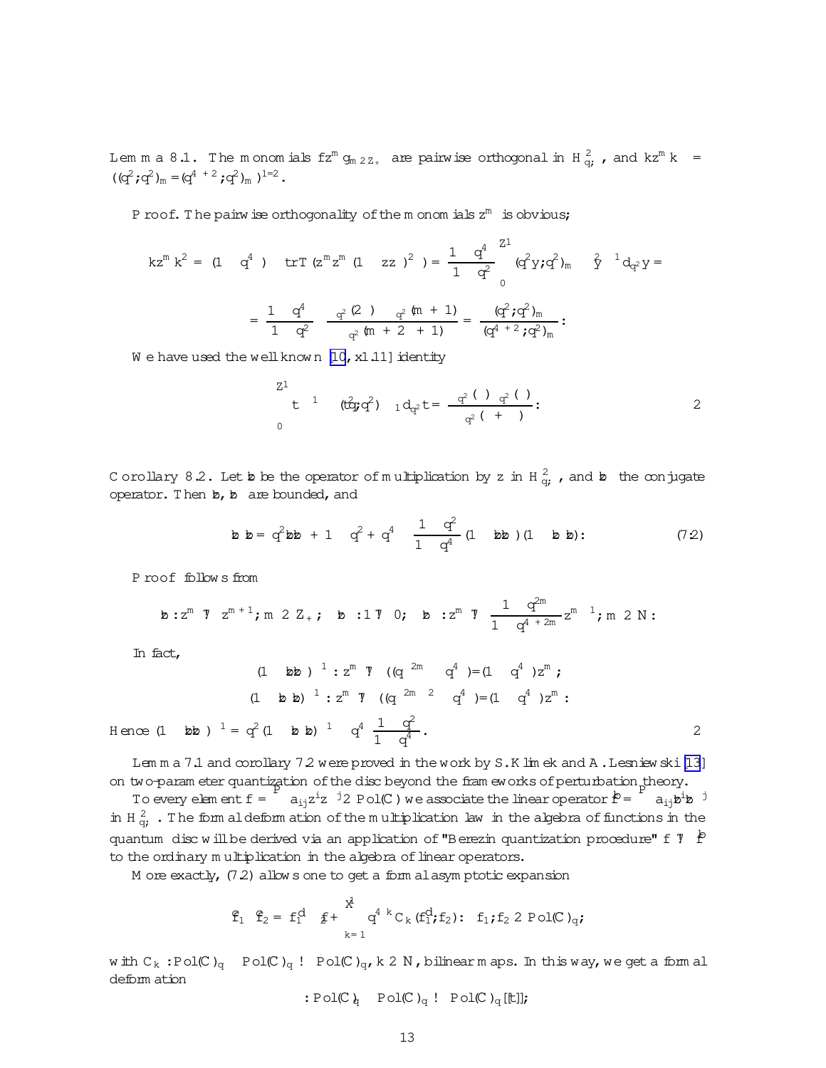**Lemma 8.1.** The monomials $\{z^m\}_{m\in\mathbb{Z}_+}$ are pairwise orthogonal in $H^2_{q,\lambda}$, and $\|z^m\| = ((q^2;q^2)_m/(q^{4\lambda+2};q^2)_m)^{1/2}$.

Proof. The pairwise orthogonality of the monomials $z^m$ is obvious;

$$\|z^m\|^2 = (1-q^{4\lambda})\cdot \mathrm{tr}T(z^m z^{*m}(1-zz^*)^{2\lambda}) = \frac{1-q^{4\lambda}}{1-q^2}\int_0^1 (q^2y;q^2)_m \cdot y^{2\lambda-1}d_{q^2}y =$$

$$= \frac{1-q^{4\lambda}}{1-q^2}\cdot\frac{\Gamma_{q^2}(2\lambda)\cdot\Gamma_{q^2}(m+1)}{\Gamma_{q^2}(m+2\lambda+1)} = \frac{(q^2;q^2)_m}{(q^{4\lambda+2};q^2)_m}.$$

We have used the well known [10, §1.11] identity

$$\int_0^1 t^{\alpha-1}\cdot(tq^2;q^2)_{\beta-1}d_{q^2}t = \frac{\Gamma_{q^2}(\alpha)\cdot\Gamma_{q^2}(\beta)}{\Gamma_{q^2}(\alpha+\beta)}. \qquad \Box$$

**Corollary 8.2.** Let $\hat{z}$ be the operator of multiplication by $z$ in $H^2_{q,\lambda}$, and $\hat{z}^*$ the conjugate operator. Then $\hat{z}$, $\hat{z}^*$ are bounded, and

$$\hat{z}^*\hat{z} = q^2\hat{z}\hat{z}^* + 1 - q^2 + q^{4\lambda}\cdot\frac{1-q^2}{1-q^{4\lambda}}(1-\hat{z}\hat{z}^*)(1-\hat{z}^*\hat{z}). \qquad (7.2)$$

Proof follows from

$$\hat{z}: z^m \mapsto z^{m+1}, m\in\mathbb{Z}_+;\quad \hat{z}^*: 1\mapsto 0;\quad \hat{z}^*: z^m\mapsto\frac{1-q^{2m}}{1-q^{4\lambda+2m}}z^{m-1}, m\in\mathbb{N}.$$

In fact,

$$(1-\hat{z}\hat{z}^*)^{-1}: z^m\mapsto((q^{-2m}-q^{4\lambda})/(1-q^{4\lambda}))z^m;$$
$$(1-\hat{z}^*\hat{z})^{-1}: z^m\mapsto((q^{-2m-2}-q^{4\lambda})/(1-q^{4\lambda}))z^m.$$

Hence $(1-\hat{z}\hat{z}^*)^{-1} = q^2(1-\hat{z}^*\hat{z})^{-1} - q^{4\lambda}\dfrac{1-q^2}{1-q^{4\lambda}}$. $\Box$

Lemma 7.1 and corollary 7.2 were proved in the work by S. Klimek and A. Lesniewski [13] on two-parameter quantization of the disc beyond the frameworks of perturbation theory.

To every element $f = \sum a_{ij}z^i z^{*j}\in\mathrm{Pol}(\mathbb{C})$ we associate the linear operator $\hat{f} = \sum a_{ij}\hat{z}^i\hat{z}^{*j}$ in $H^2_{q,\lambda}$. The formal deformation of the multiplication law in the algebra of functions in the quantum disc will be derived via an application of "Berezin quantization procedure" $f\mapsto\hat{f}$ to the ordinary multiplication in the algebra of linear operators.

More exactly, (7.2) allows one to get a formal asymptotic expansion

$$\hat{f}_1\hat{f}_2 = \widehat{f_1 f_2} + \sum_{k=1}^{\infty} q^{4\lambda k}\widehat{C_k(f_1,f_2)},\quad f_1,f_2\in\mathrm{Pol}(\mathbb{C})_q,$$

with $C_k: \mathrm{Pol}(\mathbb{C})_q\times\mathrm{Pol}(\mathbb{C})_q\to\mathrm{Pol}(\mathbb{C})_q$, $k\in\mathbb{N}$, bilinear maps. In this way, we get a formal deformation

$$*: \mathrm{Pol}(\mathbb{C})_q\times\mathrm{Pol}(\mathbb{C})_q\to\mathrm{Pol}(\mathbb{C})_q[[t]];$$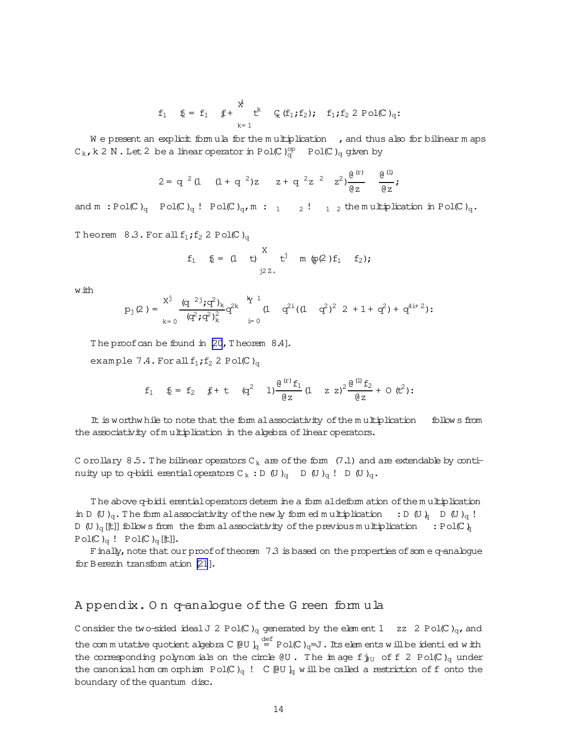$$f_1 \star f_2 = f_1 \cdot f_2 + \sum_{k=1}^{\infty} t^k \cdot C_k(f_1, f_2); \quad f_1, f_2 \in \mathrm{Pol}(\mathbb{C})_q.$$

We present an explicit formula for the multiplication $\star$, and thus also for bilinear maps $C_k$, $k \in \mathbb{N}$. Let $\square$ be a linear operator in $\mathrm{Pol}(\mathbb{C})_q^{op} \otimes \mathrm{Pol}(\mathbb{C})_q$ given by

$$\square = q^{-2}(1 \otimes 1 - (1 + q^{-2})z \otimes z^* + q^{-2}z^2 \otimes z^{*2}) \frac{\partial^{(r)}}{\partial z} \otimes \frac{\partial^{(l)}}{\partial z^*};$$

and $m: \mathrm{Pol}(\mathbb{C})_q \otimes \mathrm{Pol}(\mathbb{C})_q \to \mathrm{Pol}(\mathbb{C})_q$, $m: \psi_1 \otimes \psi_2 \mapsto \psi_1 \psi_2$ the multiplication in $\mathrm{Pol}(\mathbb{C})_q$.

**Theorem 8.3.** For all $f_1, f_2 \in \mathrm{Pol}(\mathbb{C})_q$

$$f_1 \star f_2 = (1 - t) \sum_{j \in \mathbb{Z}_+} t^j \cdot m(p_j(\square) f_1 \otimes f_2);$$

with

$$p_j(\square) = \sum_{k=0}^{j} \frac{(q^{-2j}; q^2)_k}{(q^2; q^2)_k^2} q^{2k} \prod_{i=0}^{k-1} (1 - q^{2i}((1 - q^2)^2 \square + 1 + q^2) + q^{4i+2}).$$

The proof can be found in [20, Theorem 8.4].

example 7.4. For all $f_1, f_2 \in \mathrm{Pol}(\mathbb{C})_q$

$$f_1 \star f_2 = f_2 \cdot f_2 + t \cdot (q^{-2} - 1) \frac{\partial^{(r)} f_1}{\partial z} (1 - z z^*)^2 \frac{\partial^{(l)} f_2}{\partial z^*} + O(t^2):$$

It is worthwhile to note that the formal associativity of the multiplication $\star$ follows from the associativity of multiplication in the algebra of linear operators.

**Corollary 8.5.** The bilinear operators $C_k$ are of the form (7.1) and are extendable by continuity up to q-bidifferential operators $C_k : D(U)_q \otimes D(U)_q \to D(U)_q$.

The above q-bidifferential operators determine a formal deformation of the multiplication in $D(U)_q$. The formal associativity of the newly formed multiplication $\star : D(U)_q \otimes D(U)_q \to D(U)_q[[t]]$ follows from the formal associativity of the previous multiplication $\star : \mathrm{Pol}(\mathbb{C})_q \otimes \mathrm{Pol}(\mathbb{C})_q \to \mathrm{Pol}(\mathbb{C})_q[[t]]$.

Finally, note that our proof of theorem 7.3 is based on the properties of some q-analogue for Berezin transformation [21].

## Appendix. On q-analogue of the Green formula

Consider the two-sided ideal $J \in \mathrm{Pol}(\mathbb{C})_q$ generated by the element $1 - zz^* \in \mathrm{Pol}(\mathbb{C})_q$, and the commutative quotient algebra $\mathbb{C}[\partial U]_q \stackrel{\mathrm{def}}{=} \mathrm{Pol}(\mathbb{C})_q / J$. Its elements will be identified with the corresponding polynomials on the circle $\partial U$. The image $f|_{\partial U}$ of $f \in \mathrm{Pol}(\mathbb{C})_q$ under the canonical homomorphism $\mathrm{Pol}(\mathbb{C})_q \to \mathbb{C}[\partial U]_q$ will be called a restriction of $f$ onto the boundary of the quantum disc.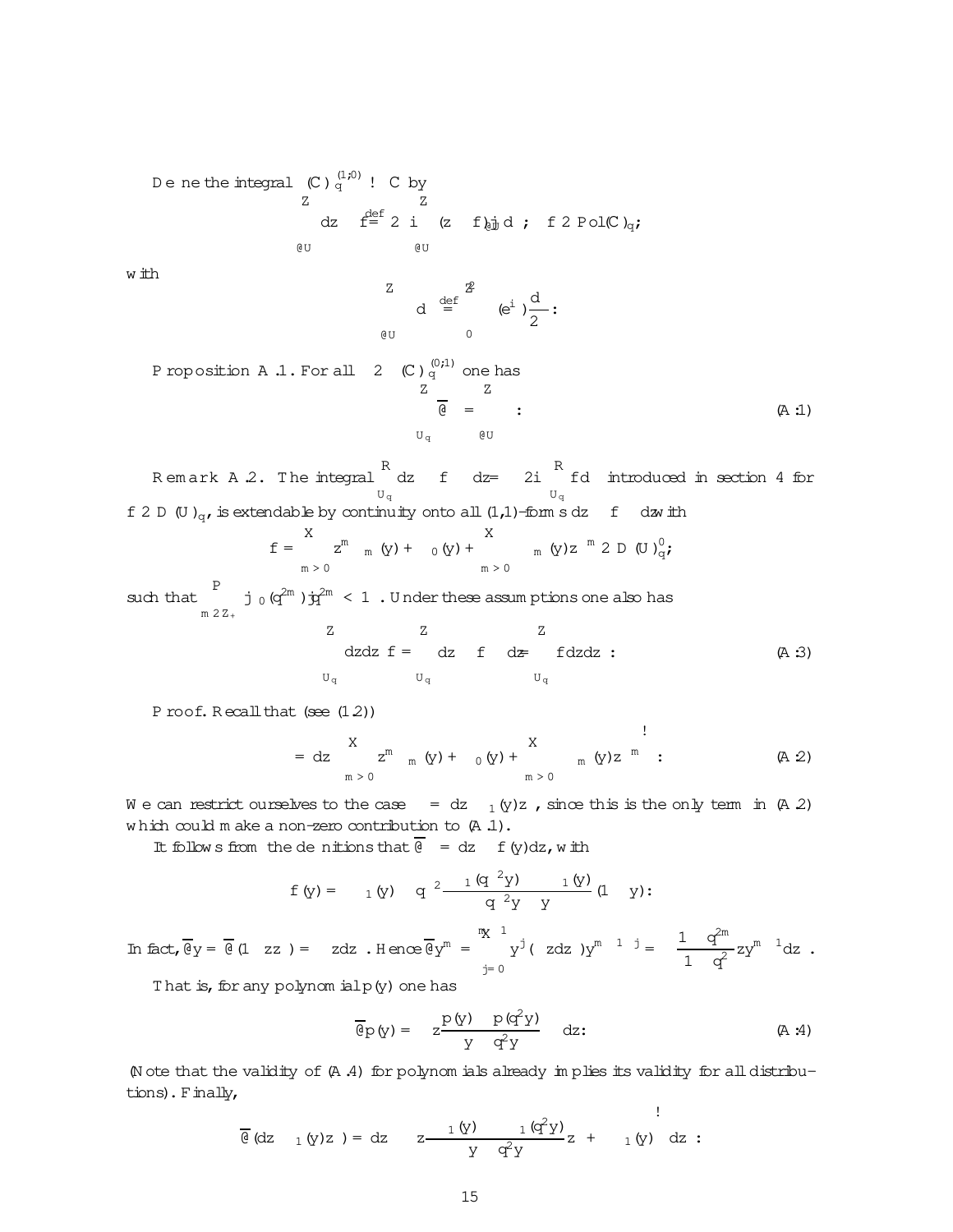Define the integral $(\Omega_\mathbb{C})_q^{(1,0)} \to \mathbb{C}$ by

$$\int_{\partial U} dz \cdot f \overset{\text{def}}{=} 2\pi i \int_{\partial U} (z \cdot f)|_{\partial U} d\nu, \quad f \in \mathrm{Pol}(\mathbb{C})_q;$$

with

$$\int_{\partial U} \psi \, d\nu \overset{\text{def}}{=} \int_0^{2\pi} \psi(e^{i\theta}) \frac{d\theta}{2\pi}.$$

**Proposition A.1.** For all $\psi \in (\Omega_\mathbb{C})_q^{(0,1)}$ one has

$$\int_{U_q} \overline{\partial} \psi = \int_{\partial U} \psi. \tag{A.1}$$

**Remark A.2.** The integral $\int_{U_q} dz \cdot f \cdot d\overline{z} = -2i \int_{U_q} f d\nu$ introduced in section 4 for $f \in D(U)_q$, is extendable by continuity onto all (1,1)-forms $dz \cdot f \cdot d\overline{z}$ with

$$f = \sum_{m>0} z^m \cdot \psi_m(y) + \psi_0(y) + \sum_{m>0} \psi_{-m}(y) z^{*m} \in D(U)_q^0,$$

such that $\sum_{m \in \mathbb{Z}_+} |\psi_0(q^{2m})| q^{2m} < \infty$. Under these assumptions one also has

$$\int_{U_q} dz d\overline{z} f = \int_{U_q} dz \cdot f \cdot d\overline{z} = \int_{U_q} f dz d\overline{z}. \tag{A.3}$$

*Proof.* Recall that (see (1.2))

$$\psi = dz \cdot \left( \sum_{m>0} z^m \cdot \psi_m(y) + \psi_0(y) + \sum_{m>0} \psi_{-m}(y) z^{*m} \right). \tag{A.2}$$

We can restrict ourselves to the case $\psi = dz \cdot \psi_{-1}(y) z^*$, since this is the only term in (A.2) which could make a non-zero contribution to (A.1).

It follows from the definitions that $\overline{\partial}\psi = dz \cdot f(y) d\overline{z}$, with

$$f(y) = -\psi_{-1}(y) - q^{-2} \frac{\psi_{-1}(q^{-2}y) - \psi_{-1}(y)}{q^{-2}y - y}(1 - y).$$

In fact, $\overline{\partial} y = \overline{\partial}(1 - zz^*) = -z d\overline{z}$. Hence $\overline{\partial} y^m = \sum_{j=0}^{m-1} y^j(-z d\overline{z}) y^{m-1-j} = -\frac{1-q^{2m}}{1-q^2} z y^{m-1} d\overline{z}$.

That is, for any polynomial $p(y)$ one has

$$\overline{\partial} p(y) = -z \frac{p(y) - p(q^2 y)}{y - q^2 y} d\overline{z}. \tag{A.4}$$

(Note that the validity of (A.4) for polynomials already implies its validity for all distributions). Finally,

$$\overline{\partial}(dz \cdot \psi_{-1}(y) z^*) = dz \cdot \left( z \frac{\psi_{-1}(y) - \psi_{-1}(q^2 y)}{y - q^2 y} z^* + \psi_{-1}(y) \right) d\overline{z}.$$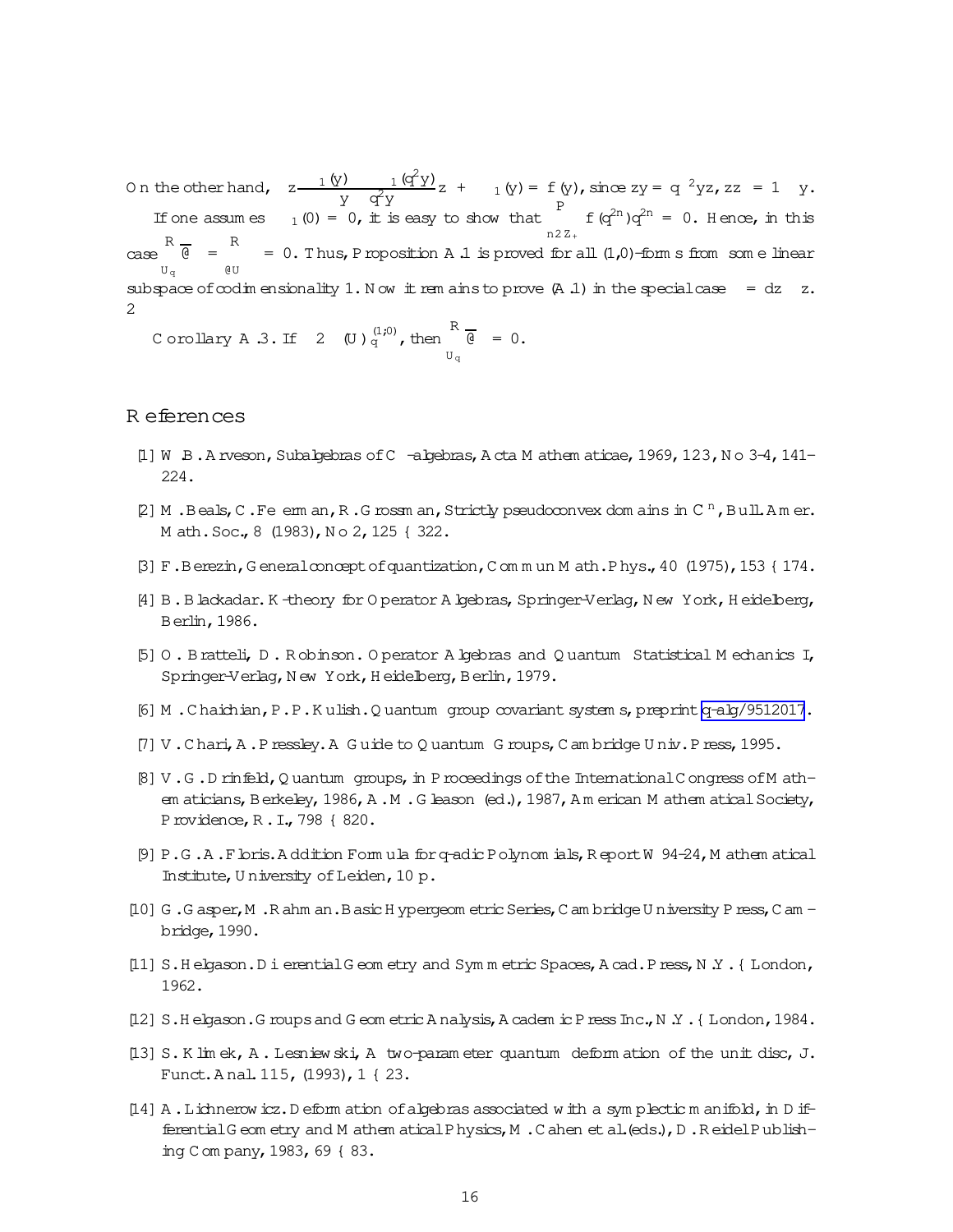On the other hand, $z\frac{\psi_1(y)-\psi_1(q^2y)}{y-q^2y}z^* + \psi_1(y) = f(y)$, since $zy = q^{-2}yz$, $zz^* = 1-y$.

If one assumes $\psi_1(0) = 0$, it is easy to show that $\sum_{n\in\mathbb{Z}_+} f(q^{2n})q^{2n} = 0$. Hence, in this case $\int_{U_q}\overline{\partial}\psi = \int_{\partial U}\psi = 0$. Thus, Proposition A.1 is proved for all (1,0)-forms from some linear subspace of codimensionality 1. Now it remains to prove (A.1) in the special case $\psi = dz \cdot z^*$. □

Corollary A.3. If $\psi \in (\Omega(U)_q)^{(1,0)}$, then $\int_{U_q}\overline{\partial}\psi = 0$.

# References

[1] W.B. Arveson, Subalgebras of C*-algebras, Acta Mathematicae, 1969, 123, No 3-4, 141–224.

[2] M. Beals, C. Fefferman, R. Grossman, Strictly pseudoconvex domains in $C^n$, Bull. Amer. Math. Soc., 8 (1983), No 2, 125 – 322.

[3] F. Berezin, General concept of quantization, Commun Math. Phys., 40 (1975), 153 – 174.

[4] B. Blackadar. K-theory for Operator Algebras, Springer-Verlag, New York, Heidelberg, Berlin, 1986.

[5] O. Bratteli, D. Robinson. Operator Algebras and Quantum Statistical Mechanics I, Springer-Verlag, New York, Heidelberg, Berlin, 1979.

[6] M. Chaichian, P.P. Kulish. Quantum group covariant systems, preprint q-alg/9512017.

[7] V. Chari, A. Pressley. A Guide to Quantum Groups, Cambridge Univ. Press, 1995.

[8] V.G. Drinfeld, Quantum groups, in Proceedings of the International Congress of Mathematicians, Berkeley, 1986, A.M. Gleason (ed.), 1987, American Mathematical Society, Providence, R.I., 798 – 820.

[9] P.G.A. Floris. Addition Formula for q-adic Polynomials, Report W 94-24, Mathematical Institute, University of Leiden, 10 p.

[10] G. Gasper, M. Rahman. Basic Hypergeometric Series, Cambridge University Press, Cambridge, 1990.

[11] S. Helgason. Differential Geometry and Symmetric Spaces, Acad. Press, N.Y. – London, 1962.

[12] S. Helgason. Groups and Geometric Analysis, Academic Press Inc., N.Y. – London, 1984.

[13] S. Klimek, A. Lesniewski, A two-parameter quantum deformation of the unit disc, J. Funct. Anal. 115, (1993), 1 – 23.

[14] A. Lichnerowicz. Deformation of algebras associated with a symplectic manifold, in Differential Geometry and Mathematical Physics, M. Cahen et al. (eds.), D. Reidel Publishing Company, 1983, 69 – 83.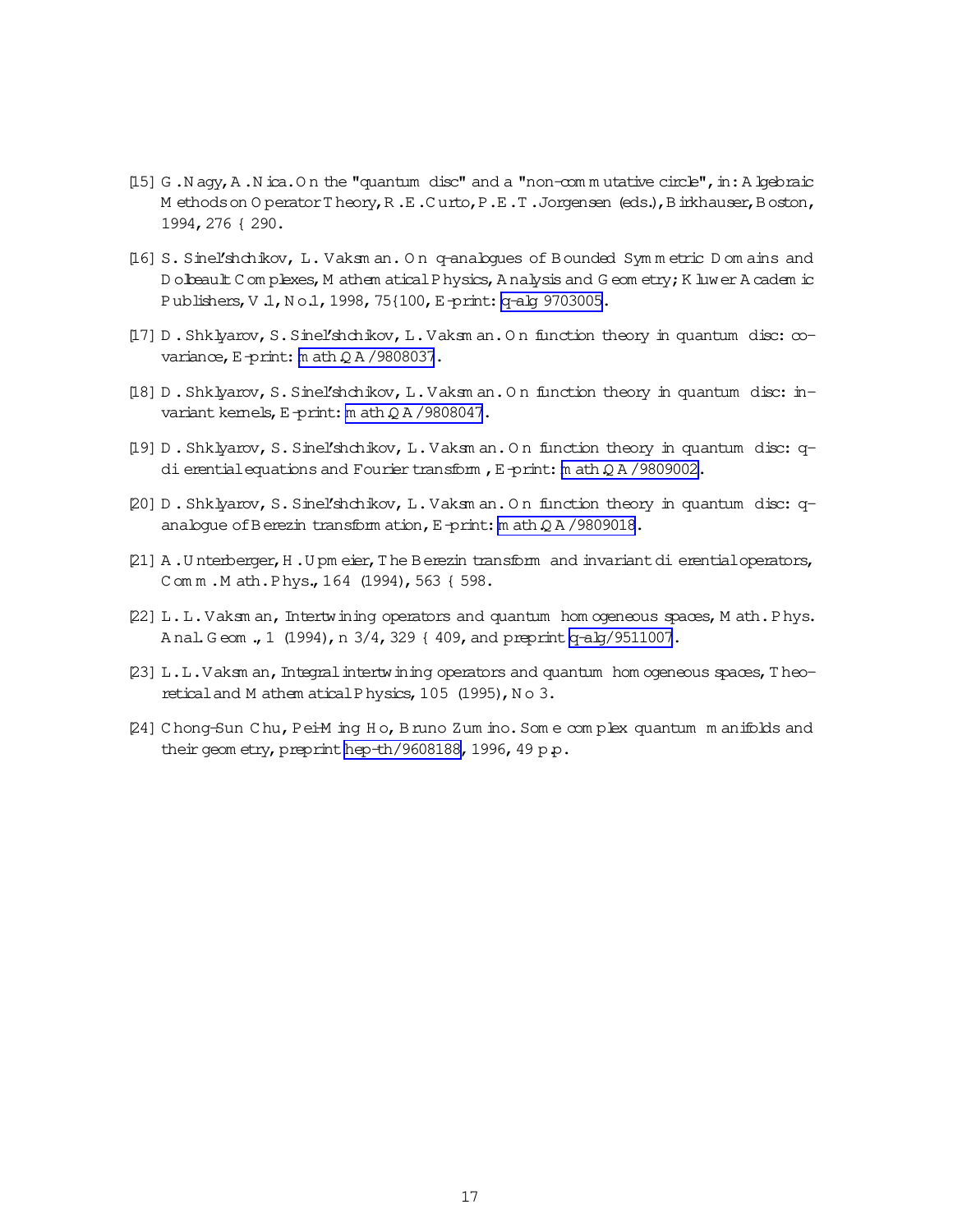[15] G. Nagy, A. Nica. On the "quantum disc" and a "non-commutative circle", in: Algebraic Methods on Operator Theory, R. E. Curto, P. E. T. Jorgensen (eds.), Birkhauser, Boston, 1994, 276 – 290.

[16] S. Sinel'shchikov, L. Vaksman. On q-analogues of Bounded Symmetric Domains and Dolbeault Complexes, Mathematical Physics, Analysis and Geometry; Kluwer Academic Publishers, V.1, No.1, 1998, 75–100, E-print: q-alg 9703005.

[17] D. Shklyarov, S. Sinel'shchikov, L. Vaksman. On function theory in quantum disc: covariance, E-print: math.QA/9808037.

[18] D. Shklyarov, S. Sinel'shchikov, L. Vaksman. On function theory in quantum disc: invariant kernels, E-print: math.QA/9808047.

[19] D. Shklyarov, S. Sinel'shchikov, L. Vaksman. On function theory in quantum disc: q-differential equations and Fourier transform, E-print: math.QA/9809002.

[20] D. Shklyarov, S. Sinel'shchikov, L. Vaksman. On function theory in quantum disc: q-analogue of Berezin transformation, E-print: math.QA/9809018.

[21] A. Unterberger, H. Upmeier, The Berezin transform and invariant differential operators, Comm. Math. Phys., 164 (1994), 563 – 598.

[22] L. L. Vaksman, Intertwining operators and quantum homogeneous spaces, Math. Phys. Anal. Geom., 1 (1994), n 3/4, 329 – 409, and preprint q-alg/9511007.

[23] L. L. Vaksman, Integral intertwining operators and quantum homogeneous spaces, Theoretical and Mathematical Physics, 105 (1995), No 3.

[24] Chong-Sun Chu, Pei-Ming Ho, Bruno Zumino. Some complex quantum manifolds and their geometry, preprint hep-th/9608188, 1996, 49 p.p.